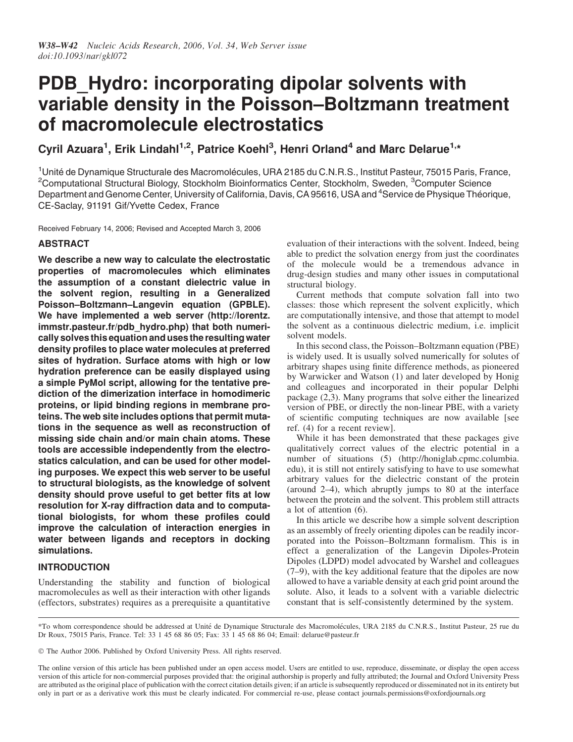# PDB_Hydro: incorporating dipolar solvents with variable density in the Poisson–Boltzmann treatment of macromolecule electrostatics

Cyril Azuara[1], Erik Lindahl[1,2], Patrice Koehl[3], Henri Orland[4] and Marc Delarue[1,*]

[1]Unité de Dynamique Structurale des Macromolécules, URA 2185 du C.N.R.S., Institut Pasteur, 75015 Paris, France, [2]Computational Structural Biology, Stockholm Bioinformatics Center, Stockholm, Sweden, [3]Computer Science Department and Genome Center, University of California, Davis, CA 95616, USA and [4]Service de Physique Théorique, CE-Saclay, 91191 Gif/Yvette Cedex, France

Received February 14, 2006; Revised and Accepted March 3, 2006

## ABSTRACT

**We describe a new way to calculate the electrostatic properties of macromolecules which eliminates the assumption of a constant dielectric value in the solvent region, resulting in a Generalized Poisson–Boltzmann–Langevin equation (GPBLE). We have implemented a web server (http://lorentz.immstr.pasteur.fr/pdb_hydro.php) that both numerically solves this equation and uses the resulting water density profiles to place water molecules at preferred sites of hydration. Surface atoms with high or low hydration preference can be easily displayed using a simple PyMol script, allowing for the tentative prediction of the dimerization interface in homodimeric proteins, or lipid binding regions in membrane proteins. The web site includes options that permit mutations in the sequence as well as reconstruction of missing side chain and/or main chain atoms. These tools are accessible independently from the electrostatics calculation, and can be used for other modeling purposes. We expect this web server to be useful to structural biologists, as the knowledge of solvent density should prove useful to get better fits at low resolution for X-ray diffraction data and to computational biologists, for whom these profiles could improve the calculation of interaction energies in water between ligands and receptors in docking simulations.**

## INTRODUCTION

Understanding the stability and function of biological macromolecules as well as their interaction with other ligands (effectors, substrates) requires as a prerequisite a quantitative evaluation of their interactions with the solvent. Indeed, being able to predict the solvation energy from just the coordinates of the molecule would be a tremendous advance in drug-design studies and many other issues in computational structural biology.

Current methods that compute solvation fall into two classes: those which represent the solvent explicitly, which are computationally intensive, and those that attempt to model the solvent as a continuous dielectric medium, i.e. implicit solvent models.

In this second class, the Poisson–Boltzmann equation (PBE) is widely used. It is usually solved numerically for solutes of arbitrary shapes using finite difference methods, as pioneered by Warwicker and Watson (1) and later developed by Honig and colleagues and incorporated in their popular Delphi package (2,3). Many programs that solve either the linearized version of PBE, or directly the non-linear PBE, with a variety of scientific computing techniques are now available [see ref. (4) for a recent review].

While it has been demonstrated that these packages give qualitatively correct values of the electric potential in a number of situations (5) (http://honiglab.cpmc.columbia.edu), it is still not entirely satisfying to have to use somewhat arbitrary values for the dielectric constant of the protein (around 2–4), which abruptly jumps to 80 at the interface between the protein and the solvent. This problem still attracts a lot of attention (6).

In this article we describe how a simple solvent description as an assembly of freely orienting dipoles can be readily incorporated into the Poisson–Boltzmann formalism. This is in effect a generalization of the Langevin Dipoles-Protein Dipoles (LDPD) model advocated by Warshel and colleagues (7–9), with the key additional feature that the dipoles are now allowed to have a variable density at each grid point around the solute. Also, it leads to a solvent with a variable dielectric constant that is self-consistently determined by the system.

*To whom correspondence should be addressed at Unité de Dynamique Structurale des Macromolécules, URA 2185 du C.N.R.S., Institut Pasteur, 25 rue du Dr Roux, 75015 Paris, France. Tel: 33 1 45 68 86 05; Fax: 33 1 45 68 86 04; Email: delarue@pasteur.fr

© The Author 2006. Published by Oxford University Press. All rights reserved.

The online version of this article has been published under an open access model. Users are entitled to use, reproduce, disseminate, or display the open access version of this article for non-commercial purposes provided that: the original authorship is properly and fully attributed; the Journal and Oxford University Press are attributed as the original place of publication with the correct citation details given; if an article is subsequently reproduced or disseminated not in its entirety but only in part or as a derivative work this must be clearly indicated. For commercial re-use, please contact journals.permissions@oxfordjournals.org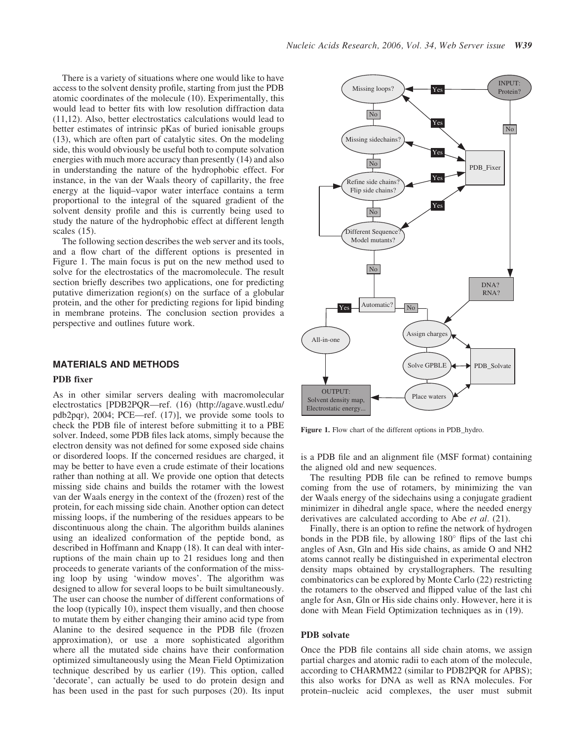There is a variety of situations where one would like to have access to the solvent density profile, starting from just the PDB atomic coordinates of the molecule (10). Experimentally, this would lead to better fits with low resolution diffraction data (11,12). Also, better electrostatics calculations would lead to better estimates of intrinsic pKas of buried ionisable groups (13), which are often part of catalytic sites. On the modeling side, this would obviously be useful both to compute solvation energies with much more accuracy than presently (14) and also in understanding the nature of the hydrophobic effect. For instance, in the van der Waals theory of capillarity, the free energy at the liquid–vapor water interface contains a term proportional to the integral of the squared gradient of the solvent density profile and this is currently being used to study the nature of the hydrophobic effect at different length scales (15).

The following section describes the web server and its tools, and a flow chart of the different options is presented in Figure 1. The main focus is put on the new method used to solve for the electrostatics of the macromolecule. The result section briefly describes two applications, one for predicting putative dimerization region(s) on the surface of a globular protein, and the other for predicting regions for lipid binding in membrane proteins. The conclusion section provides a perspective and outlines future work.

## MATERIALS AND METHODS

### PDB fixer

As in other similar servers dealing with macromolecular electrostatics [PDB2PQR—ref. (16) (http://agave.wustl.edu/pdb2pqr), 2004; PCE—ref. (17)], we provide some tools to check the PDB file of interest before submitting it to a PBE solver. Indeed, some PDB files lack atoms, simply because the electron density was not defined for some exposed side chains or disordered loops. If the concerned residues are charged, it may be better to have even a crude estimate of their locations rather than nothing at all. We provide one option that detects missing side chains and builds the rotamer with the lowest van der Waals energy in the context of the (frozen) rest of the protein, for each missing side chain. Another option can detect missing loops, if the numbering of the residues appears to be discontinuous along the chain. The algorithm builds alanines using an idealized conformation of the peptide bond, as described in Hoffmann and Knapp (18). It can deal with interruptions of the main chain up to 21 residues long and then proceeds to generate variants of the conformation of the missing loop by using 'window moves'. The algorithm was designed to allow for several loops to be built simultaneously. The user can choose the number of different conformations of the loop (typically 10), inspect them visually, and then choose to mutate them by either changing their amino acid type from Alanine to the desired sequence in the PDB file (frozen approximation), or use a more sophisticated algorithm where all the mutated side chains have their conformation optimized simultaneously using the Mean Field Optimization technique described by us earlier (19). This option, called 'decorate', can actually be used to do protein design and has been used in the past for such purposes (20). Its input is a PDB file and an alignment file (MSF format) containing the aligned old and new sequences.

Figure 1. Flow chart of the different options in PDB_hydro.

The resulting PDB file can be refined to remove bumps coming from the use of rotamers, by minimizing the van der Waals energy of the sidechains using a conjugate gradient minimizer in dihedral angle space, where the needed energy derivatives are calculated according to Abe *et al.* (21).

Finally, there is an option to refine the network of hydrogen bonds in the PDB file, by allowing 180° flips of the last chi angles of Asn, Gln and His side chains, as amide O and NH2 atoms cannot really be distinguished in experimental electron density maps obtained by crystallographers. The resulting combinatorics can be explored by Monte Carlo (22) restricting the rotamers to the observed and flipped value of the last chi angle for Asn, Gln or His side chains only. However, here it is done with Mean Field Optimization techniques as in (19).

### PDB solvate

Once the PDB file contains all side chain atoms, we assign partial charges and atomic radii to each atom of the molecule, according to CHARMM22 (similar to PDB2PQR for APBS); this also works for DNA as well as RNA molecules. For protein–nucleic acid complexes, the user must submit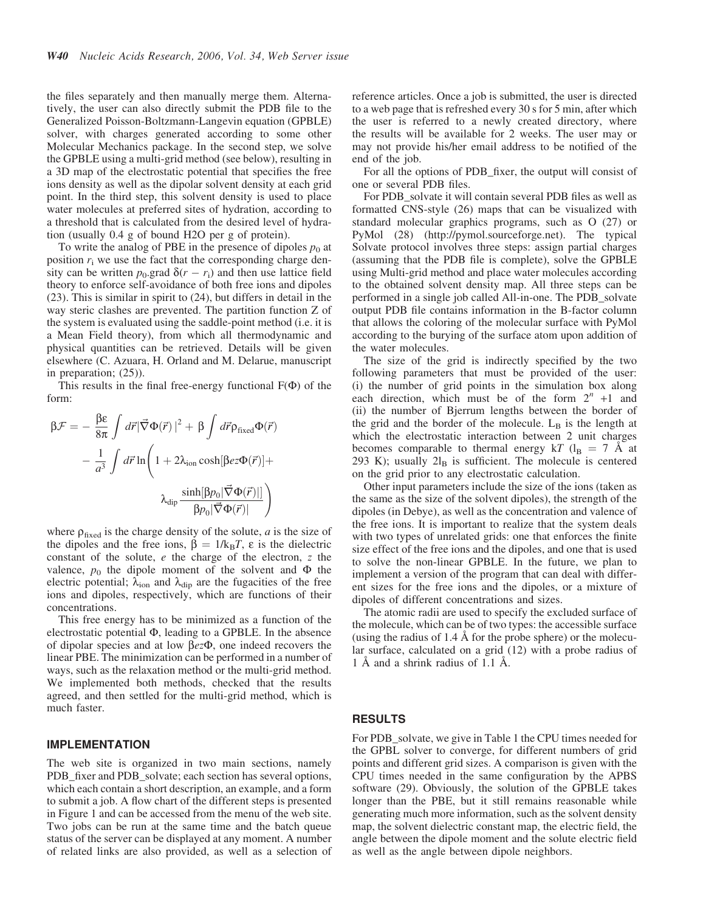the files separately and then manually merge them. Alternatively, the user can also directly submit the PDB file to the Generalized Poisson-Boltzmann-Langevin equation (GPBLE) solver, with charges generated according to some other Molecular Mechanics package. In the second step, we solve the GPBLE using a multi-grid method (see below), resulting in a 3D map of the electrostatic potential that specifies the free ions density as well as the dipolar solvent density at each grid point. In the third step, this solvent density is used to place water molecules at preferred sites of hydration, according to a threshold that is calculated from the desired level of hydration (usually 0.4 g of bound H2O per g of protein).

To write the analog of PBE in the presence of dipoles $p_0$ at position $r_i$ we use the fact that the corresponding charge density can be written $p_0$.grad $\delta(r - r_i)$ and then use lattice field theory to enforce self-avoidance of both free ions and dipoles (23). This is similar in spirit to (24), but differs in detail in the way steric clashes are prevented. The partition function Z of the system is evaluated using the saddle-point method (i.e. it is a Mean Field theory), from which all thermodynamic and physical quantities can be retrieved. Details will be given elsewhere (C. Azuara, H. Orland and M. Delarue, manuscript in preparation; (25)).

This results in the final free-energy functional $F(\Phi)$ of the form:

$$\beta\mathcal{F} = -\frac{\beta\varepsilon}{8\pi}\int d\vec{r}|\vec{\nabla}\Phi(\vec{r})|^2 + \beta\int d\vec{r}\rho_{\text{fixed}}\Phi(\vec{r}) - \frac{1}{a^3}\int d\vec{r}\ln\left(1 + 2\lambda_{\text{ion}}\cosh[\beta ez\Phi(\vec{r})] + \lambda_{\text{dip}}\frac{\sinh[\beta p_0|\vec{\nabla}\Phi(\vec{r})|]}{\beta p_0|\vec{\nabla}\Phi(\vec{r})|}\right)$$

where $\rho_{\text{fixed}}$ is the charge density of the solute, $a$ is the size of the dipoles and the free ions, $\beta = 1/k_BT$, $\varepsilon$ is the dielectric constant of the solute, $e$ the charge of the electron, $z$ the valence, $p_0$ the dipole moment of the solvent and $\Phi$ the electric potential; $\lambda_{\text{ion}}$ and $\lambda_{\text{dip}}$ are the fugacities of the free ions and dipoles, respectively, which are functions of their concentrations.

This free energy has to be minimized as a function of the electrostatic potential $\Phi$, leading to a GPBLE. In the absence of dipolar species and at low $\beta ez\Phi$, one indeed recovers the linear PBE. The minimization can be performed in a number of ways, such as the relaxation method or the multi-grid method. We implemented both methods, checked that the results agreed, and then settled for the multi-grid method, which is much faster.

## IMPLEMENTATION

The web site is organized in two main sections, namely PDB_fixer and PDB_solvate; each section has several options, which each contain a short description, an example, and a form to submit a job. A flow chart of the different steps is presented in Figure 1 and can be accessed from the menu of the web site. Two jobs can be run at the same time and the batch queue status of the server can be displayed at any moment. A number of related links are also provided, as well as a selection of reference articles. Once a job is submitted, the user is directed to a web page that is refreshed every 30 s for 5 min, after which the user is referred to a newly created directory, where the results will be available for 2 weeks. The user may or may not provide his/her email address to be notified of the end of the job.

For all the options of PDB_fixer, the output will consist of one or several PDB files.

For PDB_solvate it will contain several PDB files as well as formatted CNS-style (26) maps that can be visualized with standard molecular graphics programs, such as O (27) or PyMol (28) (http://pymol.sourceforge.net). The typical Solvate protocol involves three steps: assign partial charges (assuming that the PDB file is complete), solve the GPBLE using Multi-grid method and place water molecules according to the obtained solvent density map. All three steps can be performed in a single job called All-in-one. The PDB_solvate output PDB file contains information in the B-factor column that allows the coloring of the molecular surface with PyMol according to the burying of the surface atom upon addition of the water molecules.

The size of the grid is indirectly specified by the two following parameters that must be provided of the user: (i) the number of grid points in the simulation box along each direction, which must be of the form $2^n$ +1 and (ii) the number of Bjerrum lengths between the border of the grid and the border of the molecule. $L_B$ is the length at which the electrostatic interaction between 2 unit charges becomes comparable to thermal energy k$T$ ($l_B$ = 7 Å at 293 K); usually $2l_B$ is sufficient. The molecule is centered on the grid prior to any electrostatic calculation.

Other input parameters include the size of the ions (taken as the same as the size of the solvent dipoles), the strength of the dipoles (in Debye), as well as the concentration and valence of the free ions. It is important to realize that the system deals with two types of unrelated grids: one that enforces the finite size effect of the free ions and the dipoles, and one that is used to solve the non-linear GPBLE. In the future, we plan to implement a version of the program that can deal with different sizes for the free ions and the dipoles, or a mixture of dipoles of different concentrations and sizes.

The atomic radii are used to specify the excluded surface of the molecule, which can be of two types: the accessible surface (using the radius of 1.4 Å for the probe sphere) or the molecular surface, calculated on a grid (12) with a probe radius of 1 Å and a shrink radius of 1.1 Å.

## RESULTS

For PDB_solvate, we give in Table 1 the CPU times needed for the GPBL solver to converge, for different numbers of grid points and different grid sizes. A comparison is given with the CPU times needed in the same configuration by the APBS software (29). Obviously, the solution of the GPBLE takes longer than the PBE, but it still remains reasonable while generating much more information, such as the solvent density map, the solvent dielectric constant map, the electric field, the angle between the dipole moment and the solute electric field as well as the angle between dipole neighbors.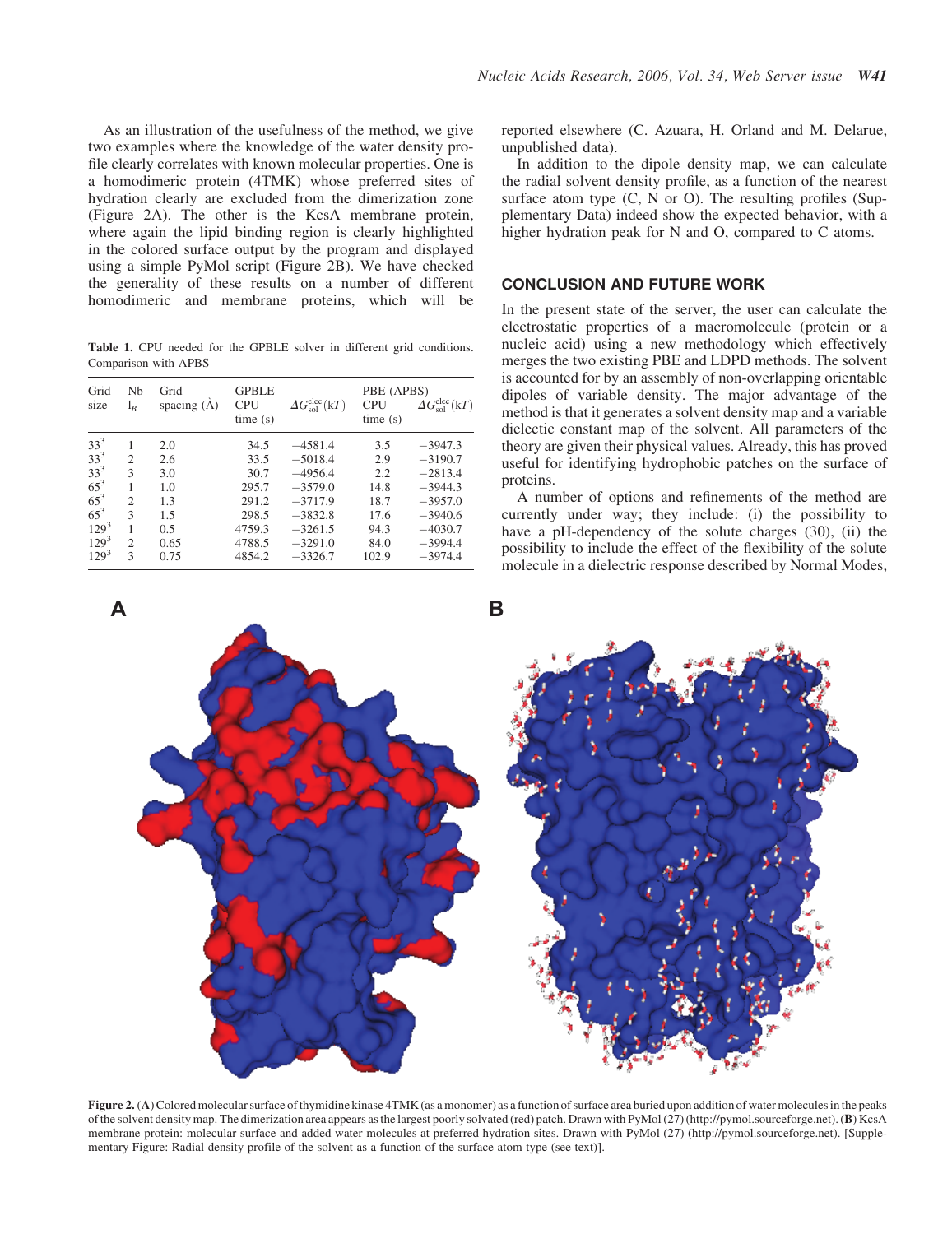As an illustration of the usefulness of the method, we give two examples where the knowledge of the water density profile clearly correlates with known molecular properties. One is a homodimeric protein (4TMK) whose preferred sites of hydration clearly are excluded from the dimerization zone (Figure 2A). The other is the KcsA membrane protein, where again the lipid binding region is clearly highlighted in the colored surface output by the program and displayed using a simple PyMol script (Figure 2B). We have checked the generality of these results on a number of different homodimeric and membrane proteins, which will be reported elsewhere (C. Azuara, H. Orland and M. Delarue, unpublished data).

In addition to the dipole density map, we can calculate the radial solvent density profile, as a function of the nearest surface atom type (C, N or O). The resulting profiles (Supplementary Data) indeed show the expected behavior, with a higher hydration peak for N and O, compared to C atoms.

**Table 1.** CPU needed for the GPBLE solver in different grid conditions. Comparison with APBS

| Grid size | Nb $l_B$ | Grid spacing (Å) | GPBLE CPU time (s) | $\Delta G_{\mathrm{sol}}^{\mathrm{elec}}$ (kT) | PBE (APBS) CPU time (s) | $\Delta G_{\mathrm{sol}}^{\mathrm{elec}}$ (kT) |
|---|---|---|---|---|---|---|
| $33^3$ | 1 | 2.0 | 34.5 | −4581.4 | 3.5 | −3947.3 |
| $33^3$ | 2 | 2.6 | 33.5 | −5018.4 | 2.9 | −3190.7 |
| $33^3$ | 3 | 3.0 | 30.7 | −4956.4 | 2.2 | −2813.4 |
| $65^3$ | 1 | 1.0 | 295.7 | −3579.0 | 14.8 | −3944.3 |
| $65^3$ | 2 | 1.3 | 291.2 | −3717.9 | 18.7 | −3957.0 |
| $65^3$ | 3 | 1.5 | 298.5 | −3832.8 | 17.6 | −3940.6 |
| $129^3$ | 1 | 0.5 | 4759.3 | −3261.5 | 94.3 | −4030.7 |
| $129^3$ | 2 | 0.65 | 4788.5 | −3291.0 | 84.0 | −3994.4 |
| $129^3$ | 3 | 0.75 | 4854.2 | −3326.7 | 102.9 | −3974.4 |

## CONCLUSION AND FUTURE WORK

In the present state of the server, the user can calculate the electrostatic properties of a macromolecule (protein or a nucleic acid) using a new methodology which effectively merges the two existing PBE and LDPD methods. The solvent is accounted for by an assembly of non-overlapping orientable dipoles of variable density. The major advantage of the method is that it generates a solvent density map and a variable dielectic constant map of the solvent. All parameters of the theory are given their physical values. Already, this has proved useful for identifying hydrophobic patches on the surface of proteins.

A number of options and refinements of the method are currently under way; they include: (i) the possibility to have a pH-dependency of the solute charges (30), (ii) the possibility to include the effect of the flexibility of the solute molecule in a dielectric response described by Normal Modes,

**Figure 2.** (**A**) Colored molecular surface of thymidine kinase 4TMK (as a monomer) as a function of surface area buried upon addition of water molecules in the peaks of the solvent density map. The dimerization area appears as the largest poorly solvated (red) patch. Drawn with PyMol (27) (http://pymol.sourceforge.net). (**B**) KcsA membrane protein: molecular surface and added water molecules at preferred hydration sites. Drawn with PyMol (27) (http://pymol.sourceforge.net). [Supplementary Figure: Radial density profile of the solvent as a function of the surface atom type (see text)].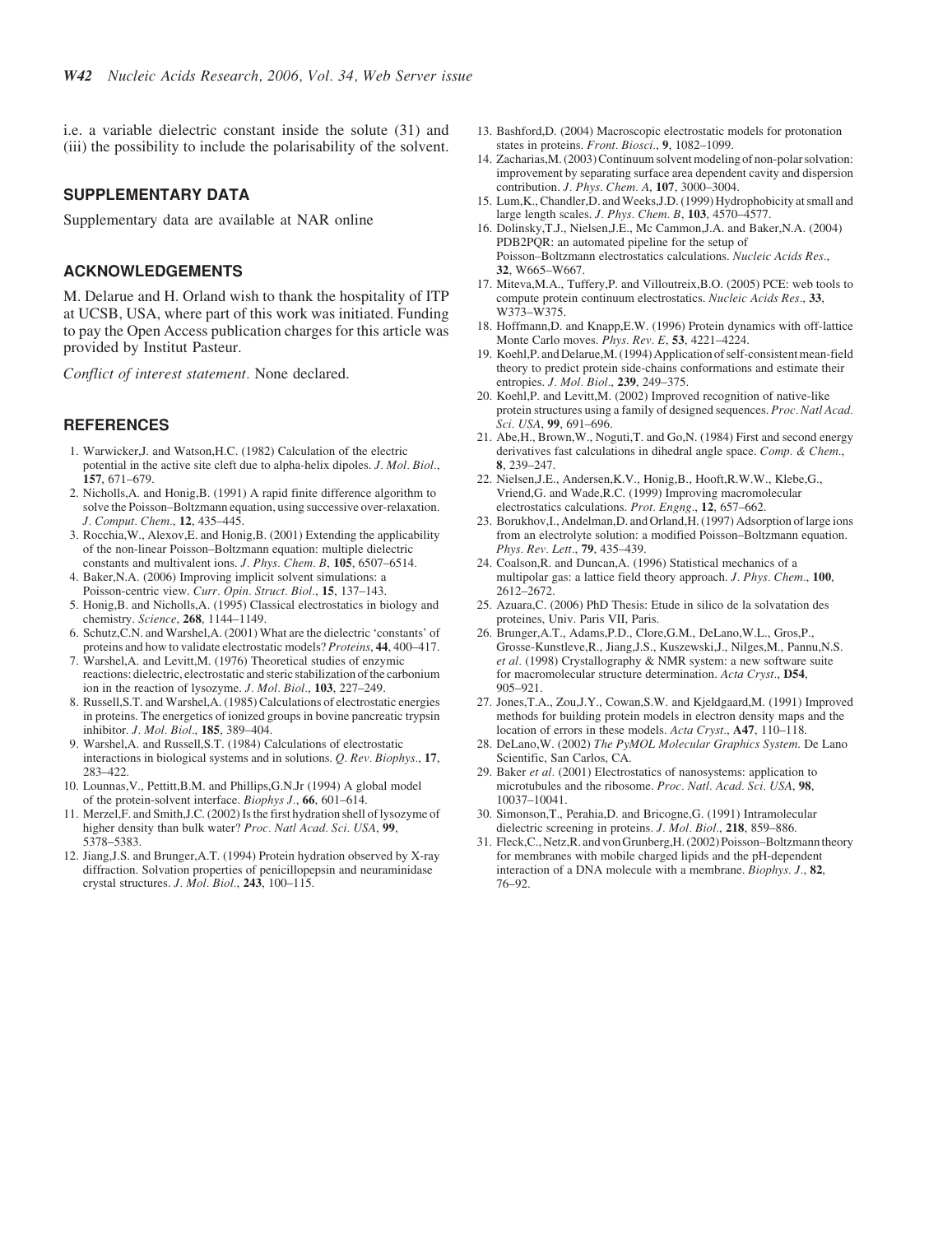i.e. a variable dielectric constant inside the solute (31) and (iii) the possibility to include the polarisability of the solvent.

## SUPPLEMENTARY DATA

Supplementary data are available at NAR online

## ACKNOWLEDGEMENTS

M. Delarue and H. Orland wish to thank the hospitality of ITP at UCSB, USA, where part of this work was initiated. Funding to pay the Open Access publication charges for this article was provided by Institut Pasteur.

*Conflict of interest statement*. None declared.

## REFERENCES

1. Warwicker,J. and Watson,H.C. (1982) Calculation of the electric potential in the active site cleft due to alpha-helix dipoles. *J. Mol. Biol.*, **157**, 671–679.
2. Nicholls,A. and Honig,B. (1991) A rapid finite difference algorithm to solve the Poisson–Boltzmann equation, using successive over-relaxation. *J. Comput. Chem.*, **12**, 435–445.
3. Rocchia,W., Alexov,E. and Honig,B. (2001) Extending the applicability of the non-linear Poisson–Boltzmann equation: multiple dielectric constants and multivalent ions. *J. Phys. Chem. B*, **105**, 6507–6514.
4. Baker,N.A. (2006) Improving implicit solvent simulations: a Poisson-centric view. *Curr. Opin. Struct. Biol.*, **15**, 137–143.
5. Honig,B. and Nicholls,A. (1995) Classical electrostatics in biology and chemistry. *Science*, **268**, 1144–1149.
6. Schutz,C.N. and Warshel,A. (2001) What are the dielectric 'constants' of proteins and how to validate electrostatic models? *Proteins*, **44**, 400–417.
7. Warshel,A. and Levitt,M. (1976) Theoretical studies of enzymic reactions: dielectric, electrostatic and steric stabilization of the carbonium ion in the reaction of lysozyme. *J. Mol. Biol.*, **103**, 227–249.
8. Russell,S.T. and Warshel,A. (1985) Calculations of electrostatic energies in proteins. The energetics of ionized groups in bovine pancreatic trypsin inhibitor. *J. Mol. Biol.*, **185**, 389–404.
9. Warshel,A. and Russell,S.T. (1984) Calculations of electrostatic interactions in biological systems and in solutions. *Q. Rev. Biophys.*, **17**, 283–422.
10. Lounnas,V., Pettitt,B.M. and Phillips,G.N.Jr (1994) A global model of the protein-solvent interface. *Biophys J.*, **66**, 601–614.
11. Merzel,F. and Smith,J.C. (2002) Is the first hydration shell of lysozyme of higher density than bulk water? *Proc. Natl Acad. Sci. USA*, **99**, 5378–5383.
12. Jiang,J.S. and Brunger,A.T. (1994) Protein hydration observed by X-ray diffraction. Solvation properties of penicillopepsin and neuraminidase crystal structures. *J. Mol. Biol.*, **243**, 100–115.
13. Bashford,D. (2004) Macroscopic electrostatic models for protonation states in proteins. *Front. Biosci.*, **9**, 1082–1099.
14. Zacharias,M. (2003) Continuum solvent modeling of non-polar solvation: improvement by separating surface area dependent cavity and dispersion contribution. *J. Phys. Chem. A*, **107**, 3000–3004.
15. Lum,K., Chandler,D. and Weeks,J.D. (1999) Hydrophobicity at small and large length scales. *J. Phys. Chem. B*, **103**, 4570–4577.
16. Dolinsky,T.J., Nielsen,J.E., Mc Cammon,J.A. and Baker,N.A. (2004) PDB2PQR: an automated pipeline for the setup of Poisson–Boltzmann electrostatics calculations. *Nucleic Acids Res.*, **32**, W665–W667.
17. Miteva,M.A., Tuffery,P. and Villoutreix,B.O. (2005) PCE: web tools to compute protein continuum electrostatics. *Nucleic Acids Res.*, **33**, W373–W375.
18. Hoffmann,D. and Knapp,E.W. (1996) Protein dynamics with off-lattice Monte Carlo moves. *Phys. Rev. E*, **53**, 4221–4224.
19. Koehl,P. and Delarue,M. (1994) Application of self-consistent mean-field theory to predict protein side-chains conformations and estimate their entropies. *J. Mol. Biol.*, **239**, 249–375.
20. Koehl,P. and Levitt,M. (2002) Improved recognition of native-like protein structures using a family of designed sequences. *Proc. Natl Acad. Sci. USA*, **99**, 691–696.
21. Abe,H., Brown,W., Noguti,T. and Go,N. (1984) First and second energy derivatives fast calculations in dihedral angle space. *Comp. & Chem.*, **8**, 239–247.
22. Nielsen,J.E., Andersen,K.V., Honig,B., Hooft,R.W.W., Klebe,G., Vriend,G. and Wade,R.C. (1999) Improving macromolecular electrostatics calculations. *Prot. Engng.*, **12**, 657–662.
23. Borukhov,I., Andelman,D. and Orland,H. (1997) Adsorption of large ions from an electrolyte solution: a modified Poisson–Boltzmann equation. *Phys. Rev. Lett.*, **79**, 435–439.
24. Coalson,R. and Duncan,A. (1996) Statistical mechanics of a multipolar gas: a lattice field theory approach. *J. Phys. Chem.*, **100**, 2612–2672.
25. Azuara,C. (2006) PhD Thesis: Etude in silico de la solvatation des proteines, Univ. Paris VII, Paris.
26. Brunger,A.T., Adams,P.D., Clore,G.M., DeLano,W.L., Gros,P., Grosse-Kunstleve,R., Jiang,J.S., Kuszewski,J., Nilges,M., Pannu,N.S. *et al.* (1998) Crystallography & NMR system: a new software suite for macromolecular structure determination. *Acta Cryst.*, **D54**, 905–921.
27. Jones,T.A., Zou,J.Y., Cowan,S.W. and Kjeldgaard,M. (1991) Improved methods for building protein models in electron density maps and the location of errors in these models. *Acta Cryst.*, **A47**, 110–118.
28. DeLano,W. (2002) *The PyMOL Molecular Graphics System.* De Lano Scientific, San Carlos, CA.
29. Baker *et al.* (2001) Electrostatics of nanosystems: application to microtubules and the ribosome. *Proc. Natl. Acad. Sci. USA*, **98**, 10037–10041.
30. Simonson,T., Perahia,D. and Bricogne,G. (1991) Intramolecular dielectric screening in proteins. *J. Mol. Biol.*, **218**, 859–886.
31. Fleck,C., Netz,R. and von Grunberg,H. (2002) Poisson–Boltzmann theory for membranes with mobile charged lipids and the pH-dependent interaction of a DNA molecule with a membrane. *Biophys. J.*, **82**, 76–92.